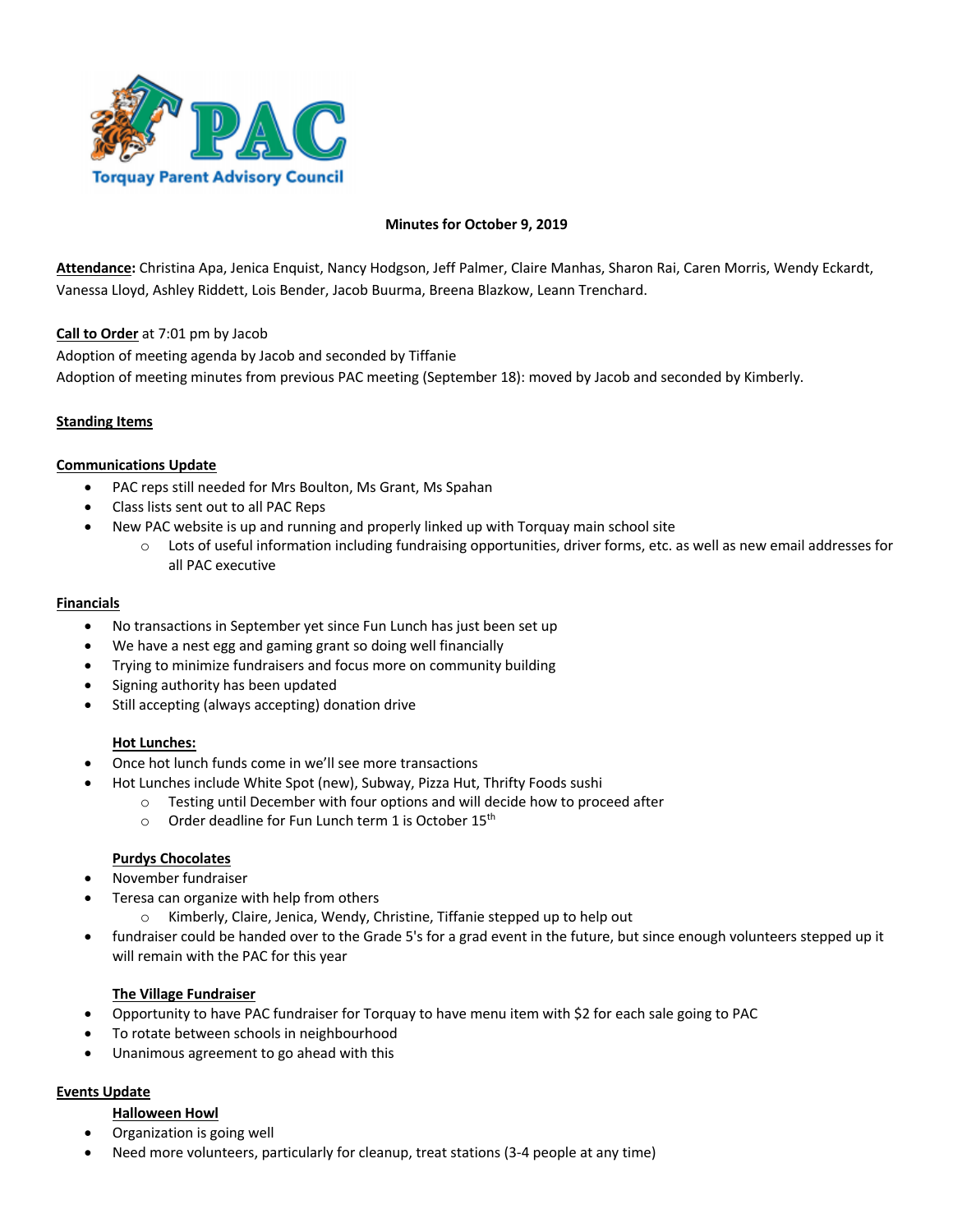Torquay Parent Advisory Council

**Minutes for October 9, 2019**

**Attendance:** Christina Apa, Jenica Enquist, Nancy Hodgson, Jeff Palmer, Claire Manhas, Sharon Rai, Caren Morris, Wendy Eckardt, Vanessa Lloyd, Ashley Riddett, Lois Bender, Jacob Buurma, Breena Blazkow, Leann Trenchard.

**Call to Order** at 7:01 pm by Jacob
Adoption of meeting agenda by Jacob and seconded by Tiffanie
Adoption of meeting minutes from previous PAC meeting (September 18): moved by Jacob and seconded by Kimberly.

## Standing Items

### Communications Update

- PAC reps still needed for Mrs Boulton, Ms Grant, Ms Spahan
- Class lists sent out to all PAC Reps
- New PAC website is up and running and properly linked up with Torquay main school site
    - Lots of useful information including fundraising opportunities, driver forms, etc. as well as new email addresses for all PAC executive

### Financials

- No transactions in September yet since Fun Lunch has just been set up
- We have a nest egg and gaming grant so doing well financially
- Trying to minimize fundraisers and focus more on community building
- Signing authority has been updated
- Still accepting (always accepting) donation drive

#### Hot Lunches:

- Once hot lunch funds come in we'll see more transactions
- Hot Lunches include White Spot (new), Subway, Pizza Hut, Thrifty Foods sushi
    - Testing until December with four options and will decide how to proceed after
    - Order deadline for Fun Lunch term 1 is October 15th

#### Purdys Chocolates

- November fundraiser
- Teresa can organize with help from others
    - Kimberly, Claire, Jenica, Wendy, Christine, Tiffanie stepped up to help out
- fundraiser could be handed over to the Grade 5's for a grad event in the future, but since enough volunteers stepped up it will remain with the PAC for this year

#### The Village Fundraiser

- Opportunity to have PAC fundraiser for Torquay to have menu item with $2 for each sale going to PAC
- To rotate between schools in neighbourhood
- Unanimous agreement to go ahead with this

### Events Update

#### Halloween Howl

- Organization is going well
- Need more volunteers, particularly for cleanup, treat stations (3-4 people at any time)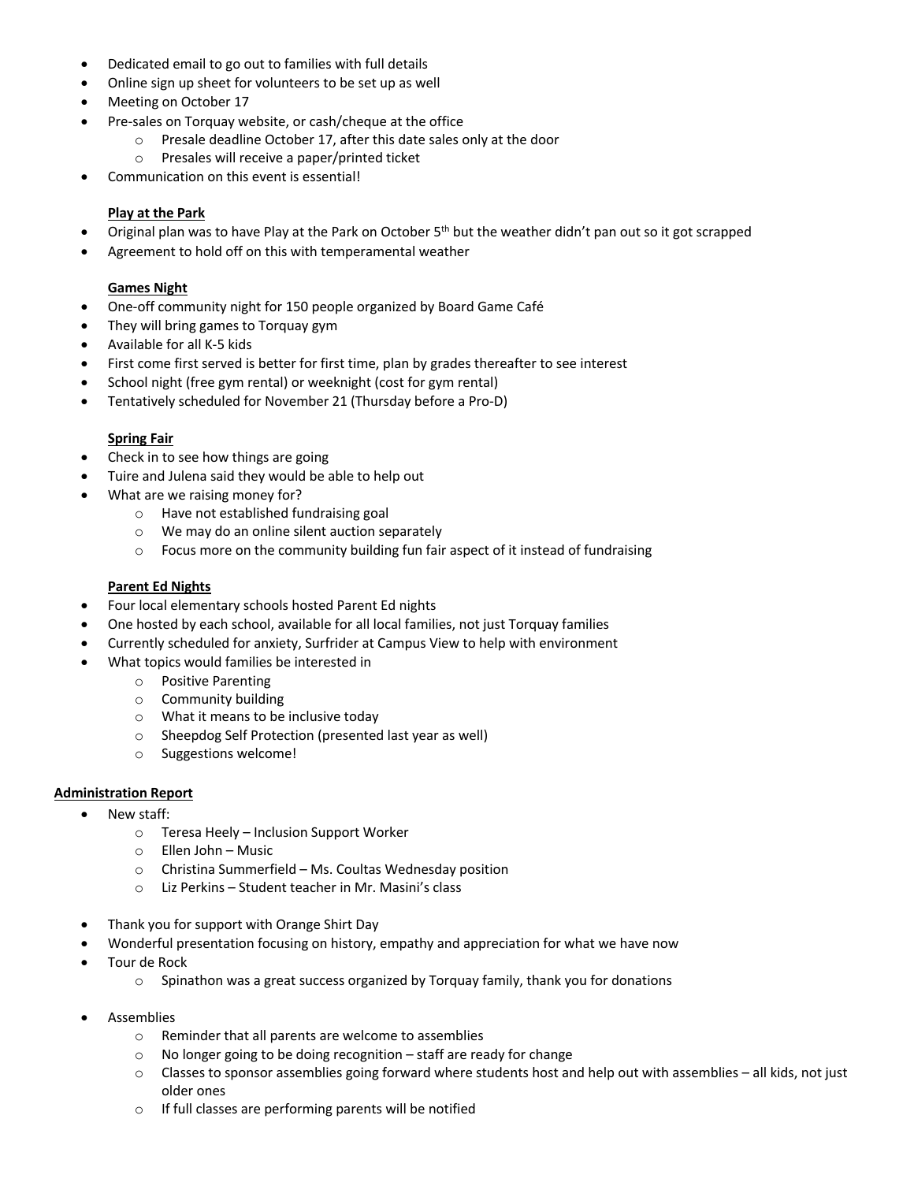- Dedicated email to go out to families with full details
- Online sign up sheet for volunteers to be set up as well
- Meeting on October 17
- Pre-sales on Torquay website, or cash/cheque at the office
    - Presale deadline October 17, after this date sales only at the door
    - Presales will receive a paper/printed ticket
- Communication on this event is essential!

**Play at the Park**

- Original plan was to have Play at the Park on October 5th but the weather didn't pan out so it got scrapped
- Agreement to hold off on this with temperamental weather

**Games Night**

- One-off community night for 150 people organized by Board Game Café
- They will bring games to Torquay gym
- Available for all K-5 kids
- First come first served is better for first time, plan by grades thereafter to see interest
- School night (free gym rental) or weeknight (cost for gym rental)
- Tentatively scheduled for November 21 (Thursday before a Pro-D)

**Spring Fair**

- Check in to see how things are going
- Tuire and Julena said they would be able to help out
- What are we raising money for?
    - Have not established fundraising goal
    - We may do an online silent auction separately
    - Focus more on the community building fun fair aspect of it instead of fundraising

**Parent Ed Nights**

- Four local elementary schools hosted Parent Ed nights
- One hosted by each school, available for all local families, not just Torquay families
- Currently scheduled for anxiety, Surfrider at Campus View to help with environment
- What topics would families be interested in
    - Positive Parenting
    - Community building
    - What it means to be inclusive today
    - Sheepdog Self Protection (presented last year as well)
    - Suggestions welcome!

**Administration Report**

- New staff:
    - Teresa Heely – Inclusion Support Worker
    - Ellen John – Music
    - Christina Summerfield – Ms. Coultas Wednesday position
    - Liz Perkins – Student teacher in Mr. Masini's class
- Thank you for support with Orange Shirt Day
- Wonderful presentation focusing on history, empathy and appreciation for what we have now
- Tour de Rock
    - Spinathon was a great success organized by Torquay family, thank you for donations
- Assemblies
    - Reminder that all parents are welcome to assemblies
    - No longer going to be doing recognition – staff are ready for change
    - Classes to sponsor assemblies going forward where students host and help out with assemblies – all kids, not just older ones
    - If full classes are performing parents will be notified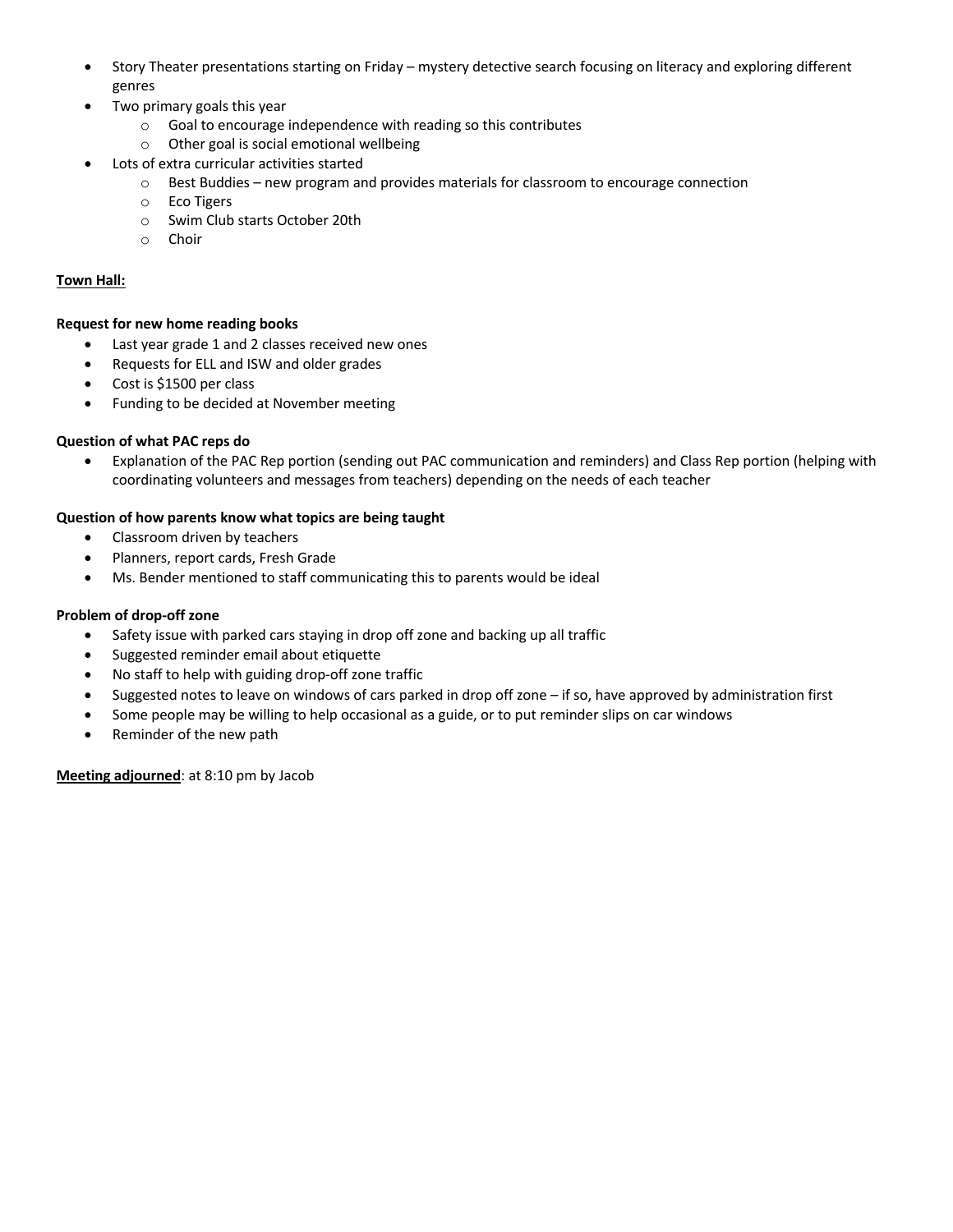- Story Theater presentations starting on Friday – mystery detective search focusing on literacy and exploring different genres
- Two primary goals this year
  - Goal to encourage independence with reading so this contributes
  - Other goal is social emotional wellbeing
- Lots of extra curricular activities started
  - Best Buddies – new program and provides materials for classroom to encourage connection
  - Eco Tigers
  - Swim Club starts October 20th
  - Choir

**<u>Town Hall:</u>**

**Request for new home reading books**

- Last year grade 1 and 2 classes received new ones
- Requests for ELL and ISW and older grades
- Cost is $1500 per class
- Funding to be decided at November meeting

**Question of what PAC reps do**

- Explanation of the PAC Rep portion (sending out PAC communication and reminders) and Class Rep portion (helping with coordinating volunteers and messages from teachers) depending on the needs of each teacher

**Question of how parents know what topics are being taught**

- Classroom driven by teachers
- Planners, report cards, Fresh Grade
- Ms. Bender mentioned to staff communicating this to parents would be ideal

**Problem of drop-off zone**

- Safety issue with parked cars staying in drop off zone and backing up all traffic
- Suggested reminder email about etiquette
- No staff to help with guiding drop-off zone traffic
- Suggested notes to leave on windows of cars parked in drop off zone – if so, have approved by administration first
- Some people may be willing to help occasional as a guide, or to put reminder slips on car windows
- Reminder of the new path

**<u>Meeting adjourned</u>**: at 8:10 pm by Jacob